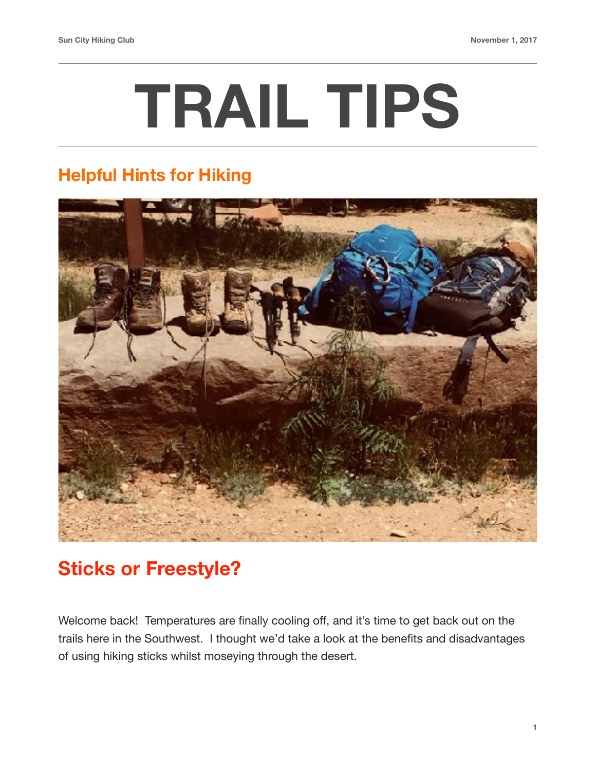# TRAIL TIPS

## Helpful Hints for Hiking

## Sticks or Freestyle?

Welcome back! Temperatures are finally cooling off, and it's time to get back out on the trails here in the Southwest. I thought we'd take a look at the benefits and disadvantages of using hiking sticks whilst moseying through the desert.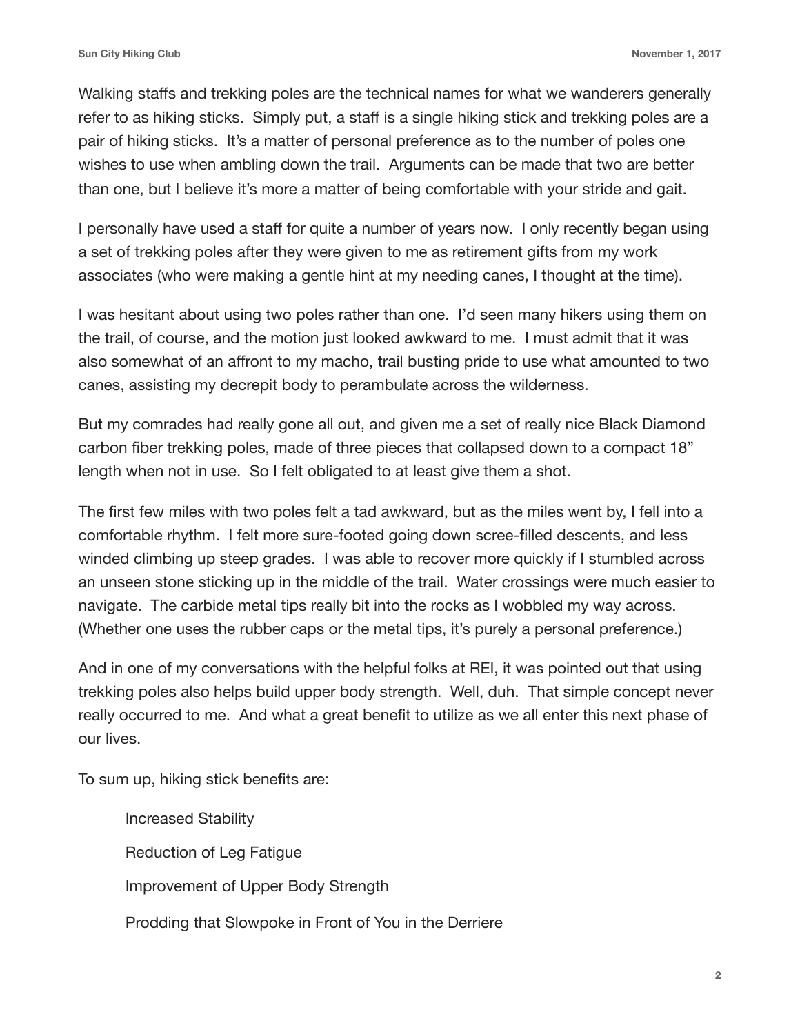Walking staffs and trekking poles are the technical names for what we wanderers generally refer to as hiking sticks. Simply put, a staff is a single hiking stick and trekking poles are a pair of hiking sticks. It's a matter of personal preference as to the number of poles one wishes to use when ambling down the trail. Arguments can be made that two are better than one, but I believe it's more a matter of being comfortable with your stride and gait.

I personally have used a staff for quite a number of years now. I only recently began using a set of trekking poles after they were given to me as retirement gifts from my work associates (who were making a gentle hint at my needing canes, I thought at the time).

I was hesitant about using two poles rather than one. I'd seen many hikers using them on the trail, of course, and the motion just looked awkward to me. I must admit that it was also somewhat of an affront to my macho, trail busting pride to use what amounted to two canes, assisting my decrepit body to perambulate across the wilderness.

But my comrades had really gone all out, and given me a set of really nice Black Diamond carbon fiber trekking poles, made of three pieces that collapsed down to a compact 18" length when not in use. So I felt obligated to at least give them a shot.

The first few miles with two poles felt a tad awkward, but as the miles went by, I fell into a comfortable rhythm. I felt more sure-footed going down scree-filled descents, and less winded climbing up steep grades. I was able to recover more quickly if I stumbled across an unseen stone sticking up in the middle of the trail. Water crossings were much easier to navigate. The carbide metal tips really bit into the rocks as I wobbled my way across. (Whether one uses the rubber caps or the metal tips, it's purely a personal preference.)

And in one of my conversations with the helpful folks at REI, it was pointed out that using trekking poles also helps build upper body strength. Well, duh. That simple concept never really occurred to me. And what a great benefit to utilize as we all enter this next phase of our lives.

To sum up, hiking stick benefits are:

- Increased Stability
- Reduction of Leg Fatigue
- Improvement of Upper Body Strength
- Prodding that Slowpoke in Front of You in the Derriere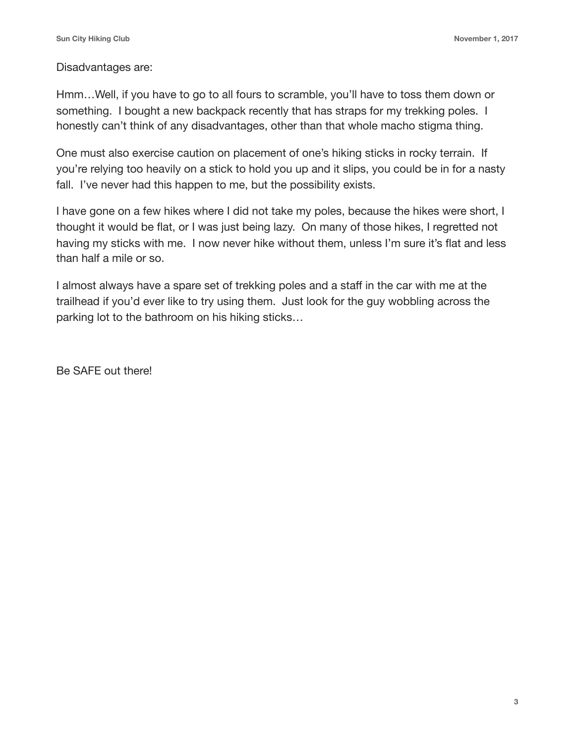Disadvantages are:

Hmm…Well, if you have to go to all fours to scramble, you'll have to toss them down or something. I bought a new backpack recently that has straps for my trekking poles. I honestly can't think of any disadvantages, other than that whole macho stigma thing.

One must also exercise caution on placement of one's hiking sticks in rocky terrain. If you're relying too heavily on a stick to hold you up and it slips, you could be in for a nasty fall. I've never had this happen to me, but the possibility exists.

I have gone on a few hikes where I did not take my poles, because the hikes were short, I thought it would be flat, or I was just being lazy. On many of those hikes, I regretted not having my sticks with me. I now never hike without them, unless I'm sure it's flat and less than half a mile or so.

I almost always have a spare set of trekking poles and a staff in the car with me at the trailhead if you'd ever like to try using them. Just look for the guy wobbling across the parking lot to the bathroom on his hiking sticks…

Be SAFE out there!